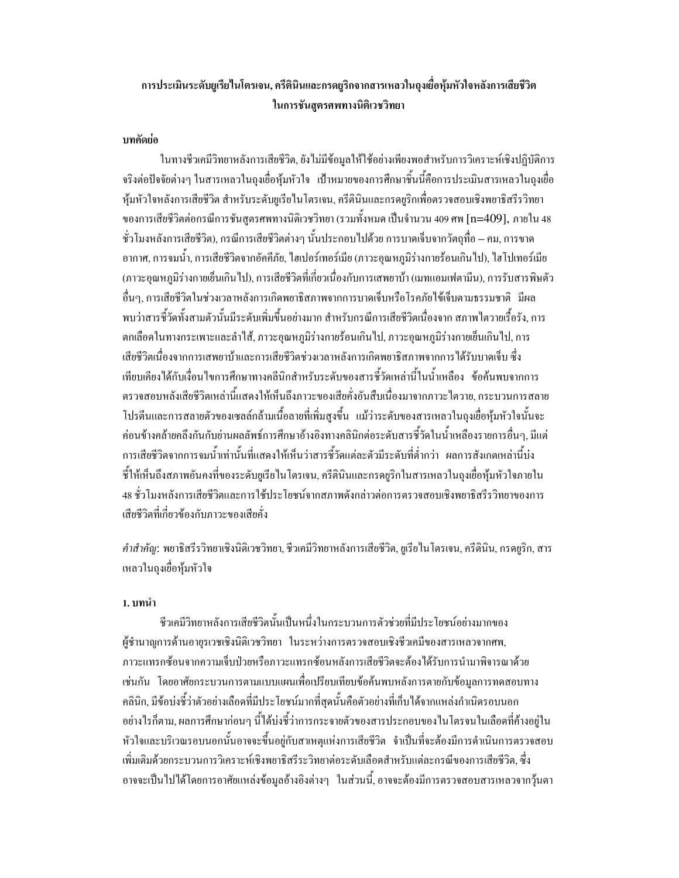# การประเมินระดับยูเรียไนโตรเจน, ครีตินินและกรดยูริกจากสารเหลวในถุงเยื่อหุ้มหัวใจหลังการเสียชีวิต ในการชันสูตรศพทางนิติเวชวิทยา

## บทคัดย่อ

ในทางชีวเคมีวิทยาหลังการเสียชีวิต, ยังไม่มีข้อมูลให้ใช้อย่างเพียงพอสำหรับการวิเคราะห์เชิงปฏิบัติการจริงต่อปัจจัยต่างๆ ในสารเหลวในถุงเยื่อหุ้มหัวใจ เป้าหมายของการศึกษาชิ้นนี้คือการประเมินสารเหลวในถุงเยื่อหุ้มหัวใจหลังการเสียชีวิต สำหรับระดับยูเรียไนโตรเจน, ครีตินินและกรดยูริกเพื่อตรวจสอบเชิงพยาธิสรีรวิทยาของการเสียชีวิตต่อกรณีการชันสูตรศพทางนิติเวชวิทยา (รวมทั้งหมด เป็นจำนวน 409 ศพ [n=409], ภายใน 48 ชั่วโมงหลังการเสียชีวิต), กรณีการเสียชีวิตต่างๆ นั้นประกอบไปด้วย การบาดเจ็บจากวัตถุทื่อ – คม, การขาดอากาศ, การจมน้ำ, การเสียชีวิตจากอัคคีภัย, ไฮเปอร์เทอร์เมีย (ภาวะอุณหภูมิร่างกายร้อนเกินไป), ไฮโปเทอร์เมีย (ภาวะอุณหภูมิร่างกายเย็นเกินไป), การเสียชีวิตที่เกี่ยวเนื่องกับการเสพยาบ้า (เมทแอมเฟตามีน), การรับสารพิษตัวอื่นๆ, การเสียชีวิตในช่วงเวลาหลังการเกิดพยาธิสภาพจากการบาดเจ็บหรือโรคภัยไข้เจ็บตามธรรมชาติ มีผลพบว่าสารชี้วัดทั้งสามตัวนั้นมีระดับเพิ่มขึ้นอย่างมาก สำหรับกรณีการเสียชีวิตเนื่องจาก สภาพไตวายเรื้อรัง, การตกเลือดในทางกระเพาะและลำไส้, ภาวะอุณหภูมิร่างกายร้อนเกินไป, ภาวะอุณหภูมิร่างกายเย็นเกินไป, การเสียชีวิตเนื่องจากการเสพยาบ้าและการเสียชีวิตช่วงเวลาหลังการเกิดพยาธิสภาพจากการได้รับบาดเจ็บ ซึ่งเทียบเคียงได้กับเงื่อนไขการศึกษาทางคลินิกสำหรับระดับของสารชี้วัดเหล่านี้ในน้ำเหลือง ข้อค้นพบจากการตรวจสอบหลังเสียชีวิตเหล่านี้แสดงให้เห็นถึงภาวะของเสียคั่งอันสืบเนื่องมาจากภาวะไตวาย, กระบวนการสลายโปรตีนและการสลายตัวของเซลล์กล้ามเนื้อลายที่เพิ่มสูงขึ้น แม้ว่าระดับของสารเหลวในถุงเยื่อหุ้มหัวใจนั้นจะค่อนข้างคล้ายคลึงกันกับย่านผลลัพธ์การศึกษาอ้างอิงทางคลินิกต่อระดับสารชี้วัดในน้ำเหลืองรายการอื่นๆ, มีแต่การเสียชีวิตจากการจมน้ำเท่านั้นที่แสดงให้เห็นว่าสารชี้วัดแต่ละตัวมีระดับที่ต่ำกว่า ผลการสังเกตเหล่านี้บ่งชี้ให้เห็นถึงสภาพอันคงที่ของระดับยูเรียไนโตรเจน, ครีตินินและกรดยูริกในสารเหลวในถุงเยื่อหุ้มหัวใจภายใน 48 ชั่วโมงหลังการเสียชีวิตและการใช้ประโยชน์จากสภาพดังกล่าวต่อการตรวจสอบเชิงพยาธิสรีรวิทยาของการเสียชีวิตที่เกี่ยวข้องกับภาวะของเสียคั่ง

*คำสำคัญ:* พยาธิสรีรวิทยาเชิงนิติเวชวิทยา, ชีวเคมีวิทยาหลังการเสียชีวิต, ยูเรียไนโตรเจน, ครีตินิน, กรดยูริก, สารเหลวในถุงเยื่อหุ้มหัวใจ

## 1. บทนำ

ชีวเคมีวิทยาหลังการเสียชีวิตนั้นเป็นหนึ่งในกระบวนการตัวช่วยที่มีประโยชน์อย่างมากของผู้ชำนาญการด้านอายุรเวชเชิงนิติเวชวิทยา ในระหว่างการตรวจสอบเชิงชีวเคมีของสารเหลวจากศพ, ภาวะแทรกซ้อนจากความเจ็บป่วยหรือภาวะแทรกซ้อนหลังการเสียชีวิตจะต้องได้รับการนำมาพิจารณาด้วยเช่นกัน โดยอาศัยกระบวนการตามแบบแผนเพื่อเปรียบเทียบข้อค้นพบหลังการตายกับข้อมูลการทดสอบทางคลินิก, มีข้อบ่งชี้ว่าตัวอย่างเลือดที่มีประโยชน์มากที่สุดนั้นคือตัวอย่างที่เก็บได้จากแหล่งกำเนิดรอบนอก อย่างไรก็ตาม, ผลการศึกษาก่อนๆ นี้ได้บ่งชี้ว่าการกระจายตัวของสารประกอบของไนโตรเจนในเลือดที่ค้างอยู่ในหัวใจและบริเวณรอบนอกนั้นอาจจะขึ้นอยู่กับสาเหตุแห่งการเสียชีวิต จำเป็นที่จะต้องมีการดำเนินการตรวจสอบเพิ่มเติมด้วยกระบวนการวิเคราะห์เชิงพยาธิสรีระวิทยาต่อระดับเลือดสำหรับแต่ละกรณีของการเสียชีวิต, ซึ่งอาจจะเป็นไปได้โดยการอาศัยแหล่งข้อมูลอ้างอิงต่างๆ ในส่วนนี้, อาจจะต้องมีการตรวจสอบสารเหลวจากวุ้นตา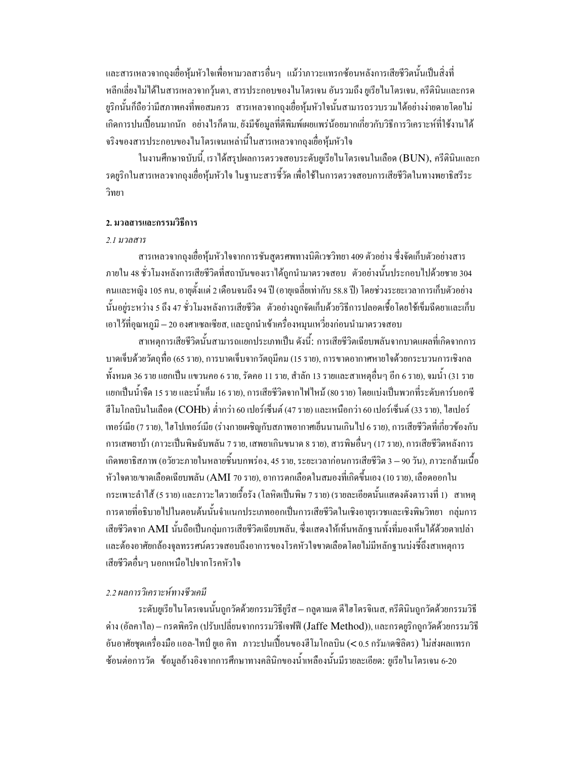และสารเหลวจากถุงเยื่อหุ้มหัวใจเพื่อหามวลสารอื่นๆ แม้ว่าภาวะแทรกซ้อนหลังการเสียชีวิตนั้นเป็นสิ่งที่หลีกเลี่ยงไม่ได้ในสารเหลวจากวุ้นตา, สารประกอบของไนโตรเจน อันรวมถึง ยูเรียไนโตรเจน, ครีตินินและกรดยูริกนั้นก็ถือว่ามีสภาพคงที่พอสมควร สารเหลวจากถุงเยื่อหุ้มหัวใจนั้นสามารถรวบรวมได้อย่างง่ายดายโดยไม่เกิดการปนเปื้อนมากนัก อย่างไรก็ตาม, ยังมีข้อมูลที่ตีพิมพ์เผยแพร่น้อยมากเกี่ยวกับวิธีการวิเคราะห์ที่ใช้งานได้จริงของสารประกอบของไนโตรเจนเหล่านี้ในสารเหลวจากถุงเยื่อหุ้มหัวใจ

ในงานศึกษาฉบับนี้, เราได้สรุปผลการตรวจสอบระดับยูเรียไนโตรเจนในเลือด (BUN), ครีตินินและกรดยูริกในสารเหลวจากถุงเยื่อหุ้มหัวใจ ในฐานะสารชี้วัด เพื่อใช้ในการตรวจสอบการเสียชีวิตในทางพยาธิสรีระวิทยา

**2. มวลสารและกรรมวิธีการ**

*2.1 มวลสาร*

สารเหลวจากถุงเยื่อหุ้มหัวใจจากการชันสูตรศพทางนิติเวชวิทยา 409 ตัวอย่าง ซึ่งจัดเก็บตัวอย่างสารภายใน 48 ชั่วโมงหลังการเสียชีวิตที่สถาบันของเราได้ถูกนำมาตรวจสอบ ตัวอย่างนั้นประกอบไปด้วยชาย 304 คนและหญิง 105 คน, อายุตั้งแต่ 2 เดือนจนถึง 94 ปี (อายุเฉลี่ยเท่ากับ 58.8 ปี) โดยช่วงระยะเวลาการเก็บตัวอย่างนั้นอยู่ระหว่าง 5 ถึง 47 ชั่วโมงหลังการเสียชีวิต ตัวอย่างถูกจัดเก็บด้วยวิธีการปลอดเชื้อโดยใช้เข็มฉีดยาและเก็บเอาไว้ที่อุณหภูมิ – 20 องศาเซลเซียส, และถูกนำเข้าเครื่องหมุนเหวี่ยงก่อนนำมาตรวจสอบ

สาเหตุการเสียชีวิตนั้นสามารถแยกประเภทเป็น ดังนี้: การเสียชีวิตเฉียบพลันจากบาดแผลที่เกิดจากการบาดเจ็บด้วยวัตถุทื่อ (65 ราย), การบาดเจ็บจากวัตถุมีคม (15 ราย), การขาดอากาศหายใจด้วยกระบวนการเชิงกลทั้งหมด 36 ราย แยกเป็น แขวนคอ 6 ราย, รัดคอ 11 ราย, สำลัก 13 รายและสาเหตุอื่นๆ อีก 6 ราย), จมน้ำ (31 ราย แยกเป็นน้ำจืด 15 ราย และน้ำเค็ม 16 ราย), การเสียชีวิตจากไฟไหม้ (80 ราย) โดยแบ่งเป็นพวกที่ระดับคาร์บอกซีฮีโมโกลบินในเลือด (COHb) ต่ำกว่า 60 เปอร์เซ็นต์ (47 ราย) และเหนือกว่า 60 เปอร์เซ็นต์ (33 ราย), ไฮเปอร์เทอร์เมีย (7 ราย), ไฮโปเทอร์เมีย (ร่างกายเผชิญกับสภาพอากาศเย็นนานเกินไป 6 ราย), การเสียชีวิตที่เกี่ยวข้องกับการเสพยาบ้า (ภาวะเป็นพิษฉับพลัน 7 ราย, เสพยาเกินขนาด 8 ราย), สารพิษอื่นๆ (17 ราย), การเสียชีวิตหลังการเกิดพยาธิสภาพ (อวัยวะภายในหลายชิ้นบกพร่อง, 45 ราย, ระยะเวลาก่อนการเสียชีวิต 3 – 90 วัน), ภาวะกล้ามเนื้อหัวใจตาย/ขาดเลือดเฉียบพลัน (AMI 70 ราย), อาการตกเลือดในสมองที่เกิดขึ้นเอง (10 ราย), เลือดออกในกระเพาะลำไส้ (5 ราย) และภาวะไตวายเรื้อรัง (โลหิตเป็นพิษ 7 ราย) (รายละเอียดนั้นแสดงดังตารางที่ 1) สาเหตุการตายที่อธิบายไปในตอนต้นนั้นจำแนกประเภทออกเป็นการเสียชีวิตในเชิงอายุรเวชและเชิงพิษวิทยา กลุ่มการเสียชีวิตจาก AMI นั้นถือเป็นกลุ่มการเสียชีวิตเฉียบพลัน, ซึ่งแสดงให้เห็นหลักฐานทั้งที่มองเห็นได้ด้วยตาเปล่าและต้องอาศัยกล้องจุลทรรศน์ตรวจสอบถึงอาการของโรคหัวใจขาดเลือดโดยไม่มีหลักฐานบ่งชี้ถึงสาเหตุการเสียชีวิตอื่นๆ นอกเหนือไปจากโรคหัวใจ

*2.2 ผลการวิเคราะห์ทางชีวเคมี*

ระดับยูเรียไนโตรเจนนั้นถูกวัดด้วยกรรมวิธียูรีส – กลูตาเมต ดีไฮโดรจิเนส, ครีตินินถูกวัดด้วยกรรมวิธีด่าง (อัลคาไล) – กรดพิคริก (ปรับเปลี่ยนจากกรรมวิธีเจฟฟี (Jaffe Method)), และกรดยูริกถูกวัดด้วยกรรมวิธีอันอาศัยชุดเครื่องมือ แอล-ไทป์ ยูเอ คิท ภาวะปนเปื้อนของฮีโมโกลบิน (< 0.5 กรัม/เดซิลิตร) ไม่ส่งผลแทรกซ้อนต่อการวัด ข้อมูลอ้างอิงจากการศึกษาทางคลินิกของน้ำเหลืองนั้นมีรายละเอียด: ยูเรียไนโตรเจน 6-20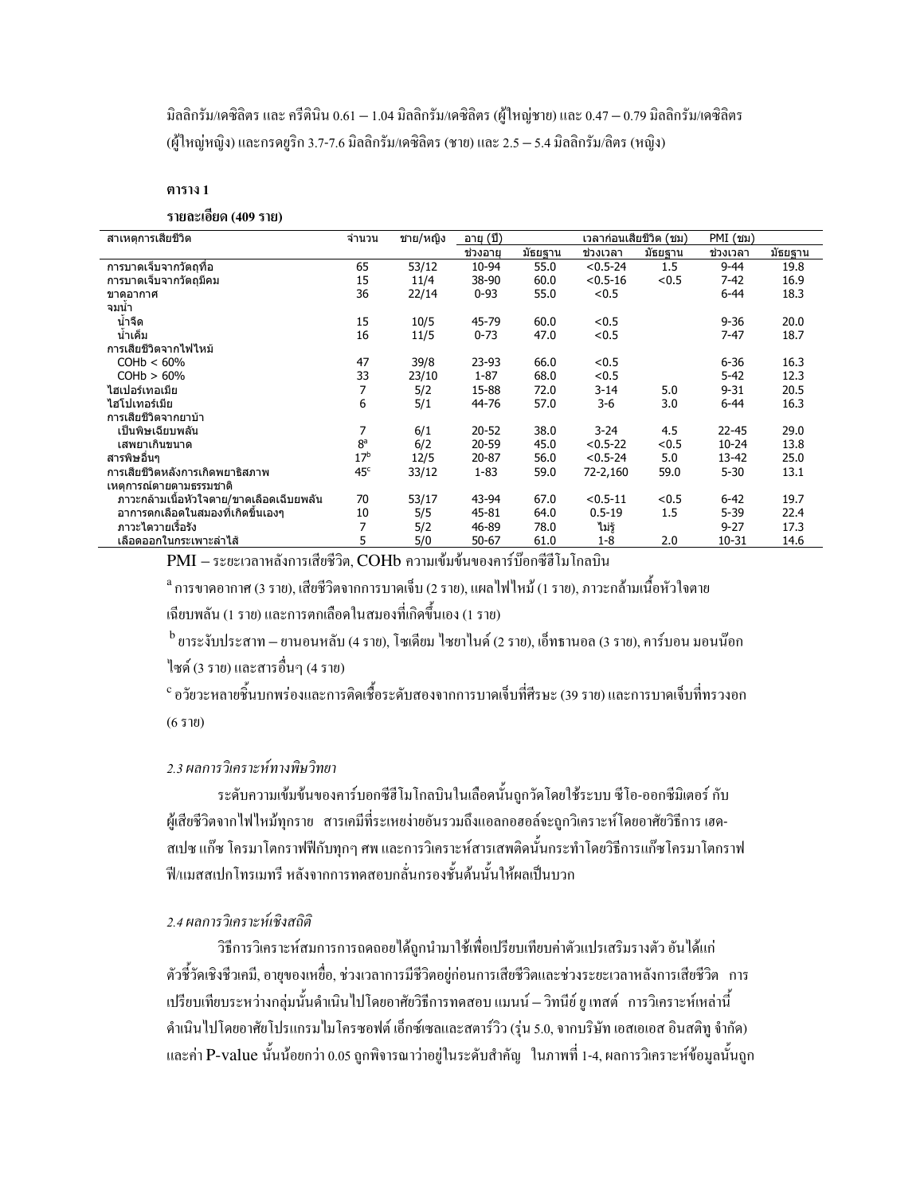มิลลิกรัม/เดซิลิตร และ ครีตินิน 0.61 – 1.04 มิลลิกรัม/เดซิลิตร (ผู้ใหญ่ชาย) และ 0.47 – 0.79 มิลลิกรัม/เดซิลิตร (ผู้ใหญ่หญิง) และกรดยูริก 3.7-7.6 มิลลิกรัม/เดซิลิตร (ชาย) และ 2.5 – 5.4 มิลลิกรัม/ลิตร (หญิง)

**ตาราง 1**

**รายละเอียด (409 ราย)**

| สาเหตุการเสียชีวิต | จำนวน | ชาย/หญิง | อายุ (ปี) | | เวลาก่อนเสียชีวิต (ชม) | | PMI (ชม) | |
|---|---|---|---|---|---|---|---|---|
| | | | ช่วงอายุ | มัธยฐาน | ช่วงเวลา | มัธยฐาน | ช่วงเวลา | มัธยฐาน |
| การบาดเจ็บจากวัตถุทื่อ | 65 | 53/12 | 10-94 | 55.0 | <0.5-24 | 1.5 | 9-44 | 19.8 |
| การบาดเจ็บจากวัตถุมีคม | 15 | 11/4 | 38-90 | 60.0 | <0.5-16 | <0.5 | 7-42 | 16.9 |
| ขาดอากาศ | 36 | 22/14 | 0-93 | 55.0 | <0.5 | | 6-44 | 18.3 |
| จมน้ำ | | | | | | | | |
| น้ำจืด | 15 | 10/5 | 45-79 | 60.0 | <0.5 | | 9-36 | 20.0 |
| น้ำเค็ม | 16 | 11/5 | 0-73 | 47.0 | <0.5 | | 7-47 | 18.7 |
| การเสียชีวิตจากไฟไหม้ | | | | | | | | |
| COHb < 60% | 47 | 39/8 | 23-93 | 66.0 | <0.5 | | 6-36 | 16.3 |
| COHb > 60% | 33 | 23/10 | 1-87 | 68.0 | <0.5 | | 5-42 | 12.3 |
| ไฮเปอร์เทอเมีย | 7 | 5/2 | 15-88 | 72.0 | 3-14 | 5.0 | 9-31 | 20.5 |
| ไฮโปเทอร์เมีย | 6 | 5/1 | 44-76 | 57.0 | 3-6 | 3.0 | 6-44 | 16.3 |
| การเสียชีวิตจากยาบ้า | | | | | | | | |
| เป็นพิษเฉียบพลัน | 7 | 6/1 | 20-52 | 38.0 | 3-24 | 4.5 | 22-45 | 29.0 |
| เสพยาเกินขนาด | 8[a] | 6/2 | 20-59 | 45.0 | <0.5-22 | <0.5 | 10-24 | 13.8 |
| สารพิษอื่นๆ | 17[b] | 12/5 | 20-87 | 56.0 | <0.5-24 | 5.0 | 13-42 | 25.0 |
| การเสียชีวิตหลังการเกิดพยาธิสภาพ | 45[c] | 33/12 | 1-83 | 59.0 | 72-2,160 | 59.0 | 5-30 | 13.1 |
| เหตุการณ์ตายตามธรรมชาติ | | | | | | | | |
| ภาวะกล้ามเนื้อหัวใจตาย/ขาดเลือดเฉียบพลัน | 70 | 53/17 | 43-94 | 67.0 | <0.5-11 | <0.5 | 6-42 | 19.7 |
| อาการตกเลือดในสมองที่เกิดขึ้นเองๆ | 10 | 5/5 | 45-81 | 64.0 | 0.5-19 | 1.5 | 5-39 | 22.4 |
| ภาวะไตวายเรื้อรัง | 7 | 5/2 | 46-89 | 78.0 | ไม่รู้ | | 9-27 | 17.3 |
| เลือดออกในกระเพาะลำไส้ | 5 | 5/0 | 50-67 | 61.0 | 1-8 | 2.0 | 10-31 | 14.6 |

PMI – ระยะเวลาหลังการเสียชีวิต, COHb ความเข้มข้นของคาร์บ๊อกซีฮีโมโกลบิน

[a] การขาดอากาศ (3 ราย), เสียชีวิตจากการบาดเจ็บ (2 ราย), แผลไฟไหม้ (1 ราย), ภาวะกล้ามเนื้อหัวใจตายเฉียบพลัน (1 ราย) และการตกเลือดในสมองที่เกิดขึ้นเอง (1 ราย)

[b] ยาระงับประสาท – ยานอนหลับ (4 ราย), โซเดียม ไซยาไนด์ (2 ราย), เอ็ททานอล (3 ราย), คาร์บอน มอนน็อกไซด์ (3 ราย) และสารอื่นๆ (4 ราย)

[c] อวัยวะหลายชิ้นบกพร่องและการติดเชื้อระดับสองจากการบาดเจ็บที่ศีรษะ (39 ราย) และการบาดเจ็บที่ทรวงอก (6 ราย)

### *2.3 ผลการวิเคราะห์ทางพิษวิทยา*

ระดับความเข้มข้นของคาร์บอกซีฮีโมโกลบินในเลือดนั้นถูกวัดโดยใช้ระบบ ซีโอ-ออกซีมิเตอร์ กับผู้เสียชีวิตจากไฟไหม้ทุกราย สารเคมีที่ระเหยง่ายอันรวมถึงแอลกอฮอล์จะถูกวิเคราะห์โดยอาศัยวิธีการ เฮด-สเปซ แก๊ซ โครมาโตกราฟฟีกับทุกๆ ศพ และการวิเคราะห์สารเสพติดนั้นกระทำโดยวิธีการแก๊ซโครมาโตกราฟฟี/แมสสเปกโทรเมทรี หลังจากการทดสอบกลั่นกรองชั้นต้นนั้นให้ผลเป็นบวก

### *2.4 ผลการวิเคราะห์เชิงสถิติ*

วิธีการวิเคราะห์สมการการถดถอยได้ถูกนำมาใช้เพื่อเปรียบเทียบค่าตัวแปรเสริมรางตัว อันได้แก่ ตัวชี้วัดเชิงชีวเคมี, อายุของเหยื่อ, ช่วงเวลาการมีชีวิตอยู่ก่อนการเสียชีวิตและช่วงระยะเวลาหลังการเสียชีวิต การเปรียบเทียบระหว่างกลุ่มนั้นดำเนินไปโดยอาศัยวิธีการทดสอบ แมนน์ – วิทนีย์ ยู เทสต์ การวิเคราะห์เหล่านี้ดำเนินไปโดยอาศัยโปรแกรมไมโครซอฟต์ เอ็กซ์เซลและสตาร์วิว (รุ่น 5.0, จากบริษัท เอสเอเอส อินสติทู จำกัด) และค่า P-value นั้นน้อยกว่า 0.05 ถูกพิจารณาว่าอยู่ในระดับสำคัญ ในภาพที่ 1-4, ผลการวิเคราะห์ข้อมูลนั้นถูก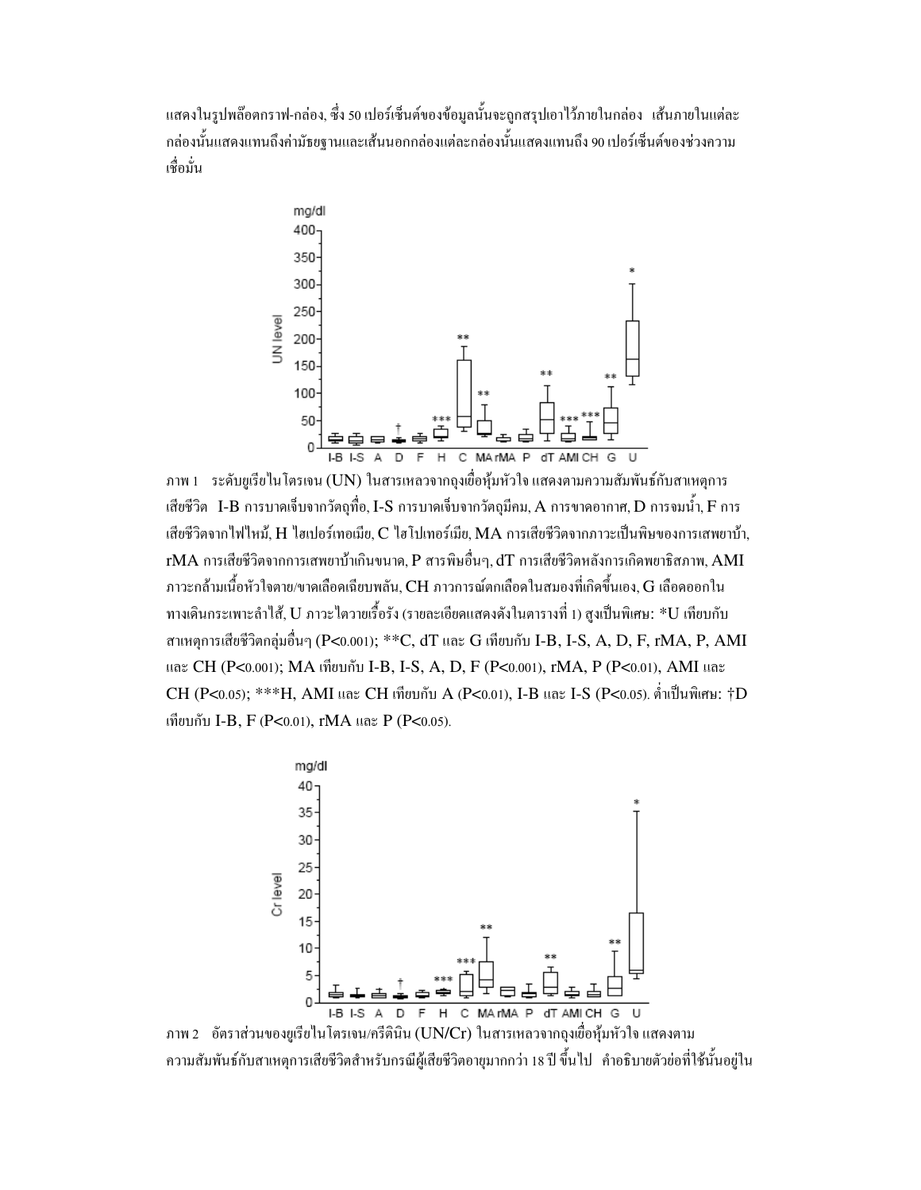แสดงในรูปพล็อตกราฟ-กล่อง, ซึ่ง 50 เปอร์เซ็นต์ของข้อมูลนั้นจะถูกสรุปเอาไว้ภายในกล่อง เส้นภายในแต่ละกล่องนั้นแสดงแทนถึงค่ามัธยฐานและเส้นนอกกล่องแต่ละกล่องนั้นแสดงแทนถึง 90 เปอร์เซ็นต์ของช่วงความเชื่อมั่น

ภาพ 1 ระดับยูเรียไนโตรเจน (UN) ในสารเหลวจากถุงเยื่อหุ้มหัวใจ แสดงตามความสัมพันธ์กับสาเหตุการเสียชีวิต I-B การบาดเจ็บจากวัตถุทื่อ, I-S การบาดเจ็บจากวัตถุมีคม, A การขาดอากาศ, D การจมน้ำ, F การเสียชีวิตจากไฟไหม้, H ไฮเปอร์เทอเมีย, C ไฮโปเทอร์เมีย, MA การเสียชีวิตจากภาวะเป็นพิษของการเสพยาบ้า, rMA การเสียชีวิตจากการเสพยาบ้าเกินขนาด, P สารพิษอื่นๆ, dT การเสียชีวิตหลังการเกิดพยาธิสภาพ, AMI ภาวะกล้ามเนื้อหัวใจตาย/ขาดเลือดเฉียบพลัน, CH ภาวการณ์ตกเลือดในสมองที่เกิดขึ้นเอง, G เลือดออกในทางเดินกระเพาะลำไส้, U ภาวะไตวายเรื้อรัง (รายละเอียดแสดงดังในตารางที่ 1) สูงเป็นพิเศษ: *U เทียบกับสาเหตุการเสียชีวิตกลุ่มอื่นๆ ($P<0.001$); **C, dT และ G เทียบกับ I-B, I-S, A, D, F, rMA, P, AMI และ CH ($P<0.001$); MA เทียบกับ I-B, I-S, A, D, F ($P<0.001$), rMA, P ($P<0.01$), AMI และ CH ($P<0.05$); ***H, AMI และ CH เทียบกับ A ($P<0.01$), I-B และ I-S ($P<0.05$). ต่ำเป็นพิเศษ: †D เทียบกับ I-B, F ($P<0.01$), rMA และ P ($P<0.05$).

ภาพ 2 อัตราส่วนของยูเรียไนโตรเจน/ครีตินิน (UN/Cr) ในสารเหลวจากถุงเยื่อหุ้มหัวใจ แสดงตามความสัมพันธ์กับสาเหตุการเสียชีวิตสำหรับกรณีผู้เสียชีวิตอายุมากกว่า 18 ปี ขึ้นไป คำอธิบายตัวย่อที่ใช้นั้นอยู่ใน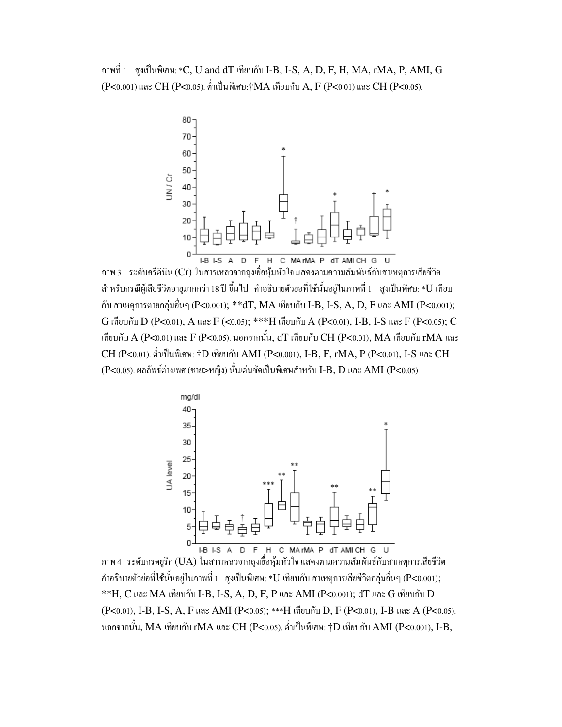ภาพที่ 1 สูงเป็นพิเศษ: *C, U and dT เทียบกับ I-B, I-S, A, D, F, H, MA, rMA, P, AMI, G (P<0.001) และ CH (P<0.05). ต่ำเป็นพิเศษ:†MA เทียบกับ A, F (P<0.01) และ CH (P<0.05).

ภาพ 3 ระดับครีตินิน (Cr) ในสารเหลวจากถุงเยื่อหุ้มหัวใจ แสดงตามความสัมพันธ์กับสาเหตุการเสียชีวิต สำหรับกรณีผู้เสียชีวิตอายุมากกว่า 18 ปี ขึ้นไป คำอธิบายตัวย่อที่ใช้นั้นอยู่ในภาพที่ 1 สูงเป็นพิเศษ: *U เทียบกับ สาเหตุการตายกลุ่มอื่นๆ (P<0.001); **dT, MA เทียบกับ I-B, I-S, A, D, F และ AMI (P<0.001); G เทียบกับ D (P<0.01), A และ F (<0.05); ***H เทียบกับ A (P<0.01), I-B, I-S และ F (P<0.05); C เทียบกับ A (P<0.01) และ F (P<0.05). นอกจากนั้น, dT เทียบกับ CH (P<0.01), MA เทียบกับ rMA และ CH (P<0.01). ต่ำเป็นพิเศษ: †D เทียบกับ AMI (P<0.001), I-B, F, rMA, P (P<0.01), I-S และ CH (P<0.05). ผลลัพธ์ต่างเพศ (ชาย>หญิง) นั้นเด่นชัดเป็นพิเศษสำหรับ I-B, D และ AMI (P<0.05)

ภาพ 4 ระดับกรดยูริก (UA) ในสารเหลวจากถุงเยื่อหุ้มหัวใจ แสดงตามความสัมพันธ์กับสาเหตุการเสียชีวิต คำอธิบายตัวย่อที่ใช้นั้นอยู่ในภาพที่ 1 สูงเป็นพิเศษ: *U เทียบกับ สาเหตุการเสียชีวิตกลุ่มอื่นๆ (P<0.001); **H, C และ MA เทียบกับ I-B, I-S, A, D, F, P และ AMI (P<0.001); dT และ G เทียบกับ D (P<0.01), I-B, I-S, A, F และ AMI (P<0.05); ***H เทียบกับ D, F (P<0.01), I-B และ A (P<0.05). นอกจากนั้น, MA เทียบกับ rMA และ CH (P<0.05). ต่ำเป็นพิเศษ: †D เทียบกับ AMI (P<0.001), I-B,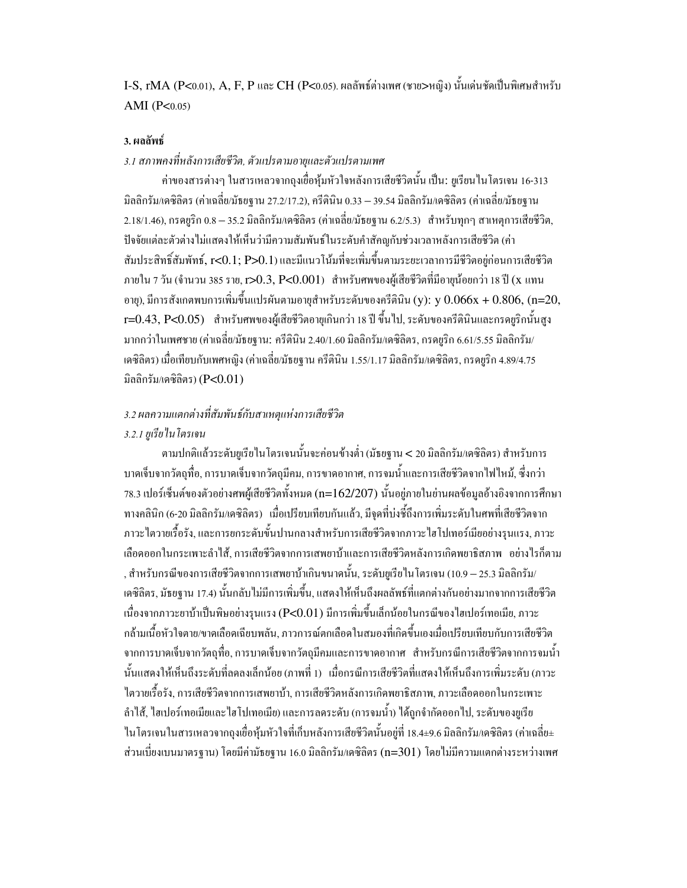I-S, rMA ($P<0.01$), A, F, P และ CH ($P<0.05$). ผลลัพธ์ต่างเพศ (ชาย>หญิง) นั้นเด่นชัดเป็นพิเศษสำหรับ AMI ($P<0.05$)

### 3. ผลลัพธ์

*3.1 สภาพคงที่หลังการเสียชีวิต, ตัวแปรตามอายุและตัวแปรตามเพศ*

ค่าของสารต่างๆ ในสารเหลวจากถุงเยื่อหุ้มหัวใจหลังการเสียชีวิตนั้น เป็น: ยูเรียนไนโตรเจน 16-313 มิลลิกรัม/เดซิลิตร (ค่าเฉลี่ย/มัธยฐาน 27.2/17.2), ครีตินิน 0.33 – 39.54 มิลลิกรัม/เดซิลิตร (ค่าเฉลี่ย/มัธยฐาน 2.18/1.46), กรดยูริก 0.8 – 35.2 มิลลิกรัม/เดซิลิตร (ค่าเฉลี่ย/มัธยฐาน 6.2/5.3) สำหรับทุกๆ สาเหตุการเสียชีวิต, ปัจจัยแต่ละตัวต่างไม่แสดงให้เห็นว่ามีความสัมพันธ์ในระดับคำสัญกับช่วงเวลาหลังการเสียชีวิต (ค่าสัมประสิทธิ์สัมพัทธ์, $r<0.1$; $P>0.1$) และมีแนวโน้มที่จะเพิ่มขึ้นตามระยะเวลาการมีชีวิตอยู่ก่อนการเสียชีวิตภายใน 7 วัน (จำนวน 385 ราย, $r>0.3$, $P<0.001$) สำหรับศพของผู้เสียชีวิตที่มีอายุน้อยกว่า 18 ปี (x แทนอายุ), มีการสังเกตพบการเพิ่มขึ้นแปรผันตามอายุสำหรับระดับของครีตินิน (y): $y\ 0.066x + 0.806$, ($n=20$, $r=0.43$, $P<0.05$) สำหรับศพของผู้เสียชีวิตอายุเกินกว่า 18 ปี ขึ้นไป, ระดับของครีตินินและกรดยูริกนั้นสูงมากกว่าในเพศชาย (ค่าเฉลี่ย/มัธยฐาน: ครีตินิน 2.40/1.60 มิลลิกรัม/เดซิลิตร, กรดยูริก 6.61/5.55 มิลลิกรัม/เดซิลิตร) เมื่อเทียบกับเพศหญิง (ค่าเฉลี่ย/มัธยฐาน ครีตินิน 1.55/1.17 มิลลิกรัม/เดซิลิตร, กรดยูริก 4.89/4.75 มิลลิกรัม/เดซิลิตร) ($P<0.01$)

*3.2 ผลความแตกต่างที่สัมพันธ์กับสาเหตุแห่งการเสียชีวิต*

*3.2.1 ยูเรียไนโตรเจน*

ตามปกติแล้วระดับยูเรียไนโตรเจนนั้นจะค่อนข้างต่ำ (มัธยฐาน < 20 มิลลิกรัม/เดซิลิตร) สำหรับการบาดเจ็บจากวัตถุทื่อ, การบาดเจ็บจากวัตถุมีคม, การขาดอากาศ, การจมน้ำและการเสียชีวิตจากไฟไหม้, ซึ่งกว่า 78.3 เปอร์เซ็นต์ของตัวอย่างศพผู้เสียชีวิตทั้งหมด ($n=162/207$) นั้นอยู่ภายในย่านผลข้อมูลอ้างอิงจากการศึกษาทางคลินิก (6-20 มิลลิกรัม/เดซิลิตร) เมื่อเปรียบเทียบกันแล้ว, มีจุดที่บ่งชี้ถึงการเพิ่มระดับในศพที่เสียชีวิตจากภาวะไตวายเรื้อรัง, และการยกระดับขั้นปานกลางสำหรับการเสียชีวิตจากภาวะไฮโปเทอร์เมียอย่างรุนแรง, ภาวะเลือดออกในกระเพาะลำไส้, การเสียชีวิตจากการเสพยาบ้าและการเสียชีวิตหลังการเกิดพยาธิสภาพ อย่างไรก็ตาม, สำหรับกรณีของการเสียชีวิตจากการเสพยาบ้าเกินขนาดนั้น, ระดับยูเรียไนโตรเจน (10.9 – 25.3 มิลลิกรัม/เดซิลิตร, มัธยฐาน 17.4) นั้นกลับไม่มีการเพิ่มขึ้น, แสดงให้เห็นถึงผลลัพธ์ที่แตกต่างกันอย่างมากจากการเสียชีวิตเนื่องจากภาวะยาบ้าเป็นพิษอย่างรุนแรง ($P<0.01$) มีการเพิ่มขึ้นเล็กน้อยในกรณีของไฮเปอร์เทอเมีย, ภาวะกล้ามเนื้อหัวใจตาย/ขาดเลือดเฉียบพลัน, ภาวการณ์ตกเลือดในสมองที่เกิดขึ้นเองเมื่อเปรียบเทียบกับการเสียชีวิตจากการบาดเจ็บจากวัตถุทื่อ, การบาดเจ็บจากวัตถุมีคมและการขาดอากาศ สำหรับกรณีการเสียชีวิตจากการจมน้ำนั้นแสดงให้เห็นถึงระดับที่ลดลงเล็กน้อย (ภาพที่ 1) เมื่อกรณีการเสียชีวิตที่แสดงให้เห็นถึงการเพิ่มระดับ (ภาวะไตวายเรื้อรัง, การเสียชีวิตจากการเสพยาบ้า, การเสียชีวิตหลังการเกิดพยาธิสภาพ, ภาวะเลือดออกในกระเพาะลำไส้, ไฮเปอร์เทอเมียและไฮโปเทอเมีย) และการลดระดับ (การจมน้ำ) ได้ถูกจำกัดออกไป, ระดับของยูเรียไนโตรเจนในสารเหลวจากถุงเยื่อหุ้มหัวใจที่เก็บหลังการเสียชีวิตนั้นอยู่ที่ 18.4±9.6 มิลลิกรัม/เดซิลิตร (ค่าเฉลี่ย±ส่วนเบี่ยงเบนมาตรฐาน) โดยมีค่ามัธยฐาน 16.0 มิลลิกรัม/เดซิลิตร ($n=301$) โดยไม่มีความแตกต่างระหว่างเพศ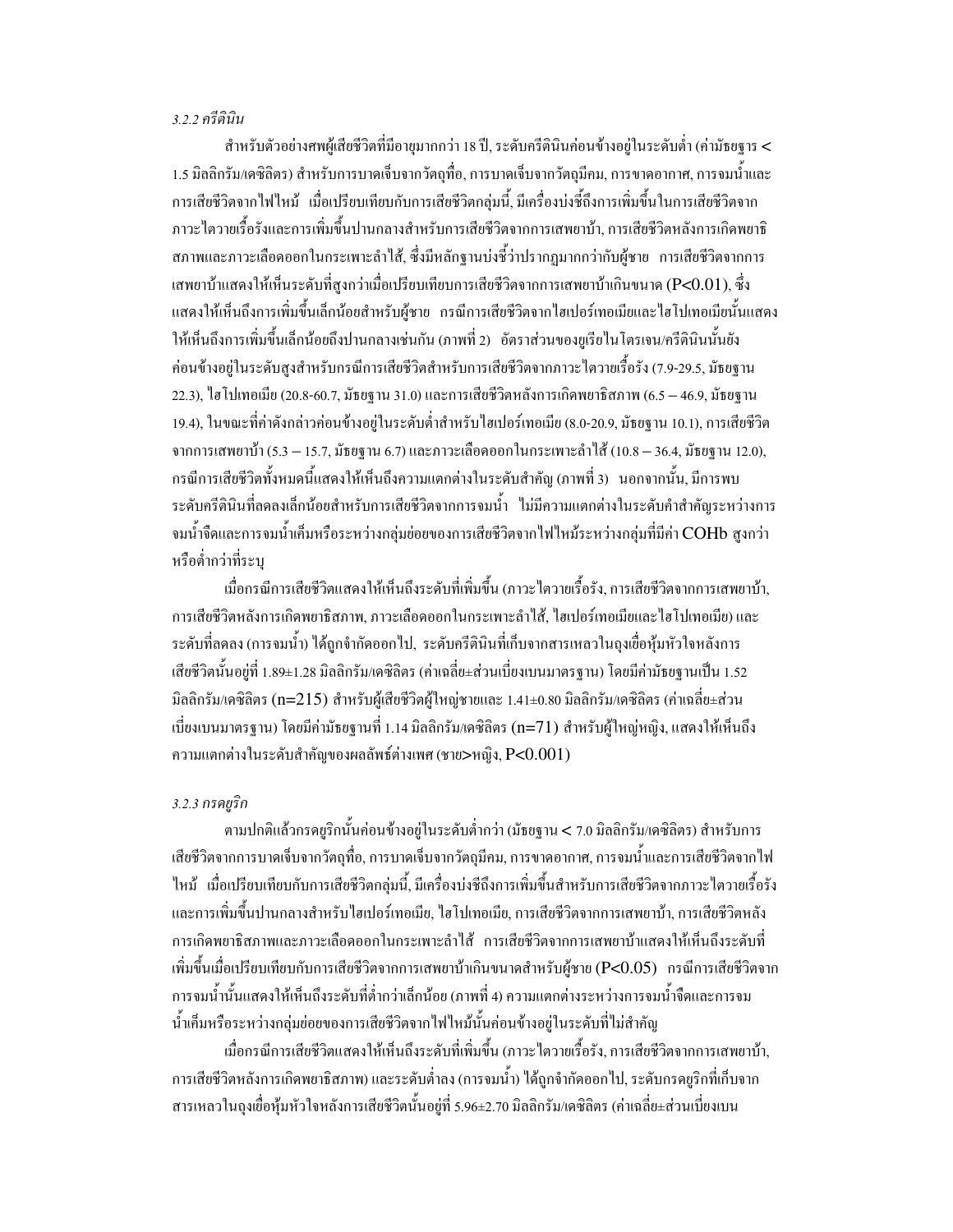*3.2.2 ครีตินิน*

สำหรับตัวอย่างศพผู้เสียชีวิตที่มีอายุมากกว่า 18 ปี, ระดับครีตินินค่อนข้างอยู่ในระดับต่ำ (ค่ามัธยฐาน < 1.5 มิลลิกรัม/เดซิลิตร) สำหรับการบาดเจ็บจากวัตถุทื่อ, การบาดเจ็บจากวัตถุมีคม, การขาดอากาศ, การจมน้ำและการเสียชีวิตจากไฟไหม้ เมื่อเปรียบเทียบกับการเสียชีวิตกลุ่มนี้, มีเครื่องบ่งชี้ถึงการเพิ่มขึ้นในการเสียชีวิตจากภาวะไตวายเรื้อรังและการเพิ่มขึ้นปานกลางสำหรับการเสียชีวิตจากการเสพยาบ้า, การเสียชีวิตหลังการเกิดพยาธิสภาพและภาวะเลือดออกในกระเพาะลำไส้, ซึ่งมีหลักฐานบ่งชี้ว่าปรากฏมากกว่ากับผู้ชาย การเสียชีวิตจากการเสพยาบ้าแสดงให้เห็นระดับที่สูงกว่าเมื่อเปรียบเทียบการเสียชีวิตจากการเสพยาบ้าเกินขนาด ($P<0.01$), ซึ่งแสดงให้เห็นถึงการเพิ่มขึ้นเล็กน้อยสำหรับผู้ชาย กรณีการเสียชีวิตจากไฮเปอร์เทอเมียและไฮโปเทอเมียนั้นแสดงให้เห็นถึงการเพิ่มขึ้นเล็กน้อยถึงปานกลางเช่นกัน (ภาพที่ 2) อัตราส่วนของยูเรียไนโตรเจน/ครีตินินนั้นยังค่อนข้างอยู่ในระดับสูงสำหรับกรณีการเสียชีวิตสำหรับการเสียชีวิตจากภาวะไตวายเรื้อรัง (7.9-29.5, มัธยฐาน 22.3), ไฮโปเทอเมีย (20.8-60.7, มัธยฐาน 31.0) และการเสียชีวิตหลังการเกิดพยาธิสภาพ (6.5 – 46.9, มัธยฐาน 19.4), ในขณะที่ค่าดังกล่าวค่อนข้างอยู่ในระดับต่ำสำหรับไฮเปอร์เทอเมีย (8.0-20.9, มัธยฐาน 10.1), การเสียชีวิตจากการเสพยาบ้า (5.3 – 15.7, มัธยฐาน 6.7) และภาวะเลือดออกในกระเพาะลำไส้ (10.8 – 36.4, มัธยฐาน 12.0), กรณีการเสียชีวิตทั้งหมดนี้แสดงให้เห็นถึงความแตกต่างในระดับสำคัญ (ภาพที่ 3) นอกจากนั้น, มีการพบระดับครีตินินที่ลดลงเล็กน้อยสำหรับการเสียชีวิตจากการจมน้ำ ไม่มีความแตกต่างในระดับคำสำคัญระหว่างการจมน้ำจืดและการจมน้ำเค็มหรือระหว่างกลุ่มย่อยของการเสียชีวิตจากไฟไหม้ระหว่างกลุ่มที่มีค่า COHb สูงกว่าหรือต่ำกว่าที่ระบุ

เมื่อกรณีการเสียชีวิตแสดงให้เห็นถึงระดับที่เพิ่มขึ้น (ภาวะไตวายเรื้อรัง, การเสียชีวิตจากการเสพยาบ้า, การเสียชีวิตหลังการเกิดพยาธิสภาพ, ภาวะเลือดออกในกระเพาะลำไส้, ไฮเปอร์เทอเมียและไฮโปเทอเมีย) และระดับที่ลดลง (การจมน้ำ) ได้ถูกจำกัดออกไป, ระดับครีตินินที่เก็บจากสารเหลวในถุงเยื่อหุ้มหัวใจหลังการเสียชีวิตนั้นอยู่ที่ 1.89±1.28 มิลลิกรัม/เดซิลิตร (ค่าเฉลี่ย±ส่วนเบี่ยงเบนมาตรฐาน) โดยมีค่ามัธยฐานเป็น 1.52 มิลลิกรัม/เดซิลิตร ($n=215$) สำหรับผู้เสียชีวิตผู้ใหญ่ชายและ 1.41±0.80 มิลลิกรัม/เดซิลิตร (ค่าเฉลี่ย±ส่วนเบี่ยงเบนมาตรฐาน) โดยมีค่ามัธยฐานที่ 1.14 มิลลิกรัม/เดซิลิตร ($n=71$) สำหรับผู้ใหญ่หญิง, แสดงให้เห็นถึงความแตกต่างในระดับสำคัญของผลลัพธ์ต่างเพศ (ชาย>หญิง, $P<0.001$)

*3.2.3 กรดยูริก*

ตามปกติแล้วกรดยูริกนั้นค่อนข้างอยู่ในระดับต่ำกว่า (มัธยฐาน < 7.0 มิลลิกรัม/เดซิลิตร) สำหรับการเสียชีวิตจากการบาดเจ็บจากวัตถุทื่อ, การบาดเจ็บจากวัตถุมีคม, การขาดอากาศ, การจมน้ำและการเสียชีวิตจากไฟไหม้ เมื่อเปรียบเทียบกับการเสียชีวิตกลุ่มนี้, มีเครื่องบ่งชี้ถึงการเพิ่มขึ้นสำหรับการเสียชีวิตจากภาวะไตวายเรื้อรังและการเพิ่มขึ้นปานกลางสำหรับไฮเปอร์เทอเมีย, ไฮโปเทอเมีย, การเสียชีวิตจากการเสพยาบ้า, การเสียชีวิตหลังการเกิดพยาธิสภาพและภาวะเลือดออกในกระเพาะลำไส้ การเสียชีวิตจากการเสพยาบ้าแสดงให้เห็นถึงระดับที่เพิ่มขึ้นเมื่อเปรียบเทียบกับการเสียชีวิตจากการเสพยาบ้าเกินขนาดสำหรับผู้ชาย ($P<0.05$) กรณีการเสียชีวิตจากการจมน้ำนั้นแสดงให้เห็นถึงระดับที่ต่ำกว่าเล็กน้อย (ภาพที่ 4) ความแตกต่างระหว่างการจมน้ำจืดและการจมน้ำเค็มหรือระหว่างกลุ่มย่อยของการเสียชีวิตจากไฟไหม้นั้นค่อนข้างอยู่ในระดับที่ไม่สำคัญ

เมื่อกรณีการเสียชีวิตแสดงให้เห็นถึงระดับที่เพิ่มขึ้น (ภาวะไตวายเรื้อรัง, การเสียชีวิตจากการเสพยาบ้า, การเสียชีวิตหลังการเกิดพยาธิสภาพ) และระดับต่ำลง (การจมน้ำ) ได้ถูกจำกัดออกไป, ระดับกรดยูริกที่เก็บจากสารเหลวในถุงเยื่อหุ้มหัวใจหลังการเสียชีวิตนั้นอยู่ที่ 5.96±2.70 มิลลิกรัม/เดซิลิตร (ค่าเฉลี่ย±ส่วนเบี่ยงเบน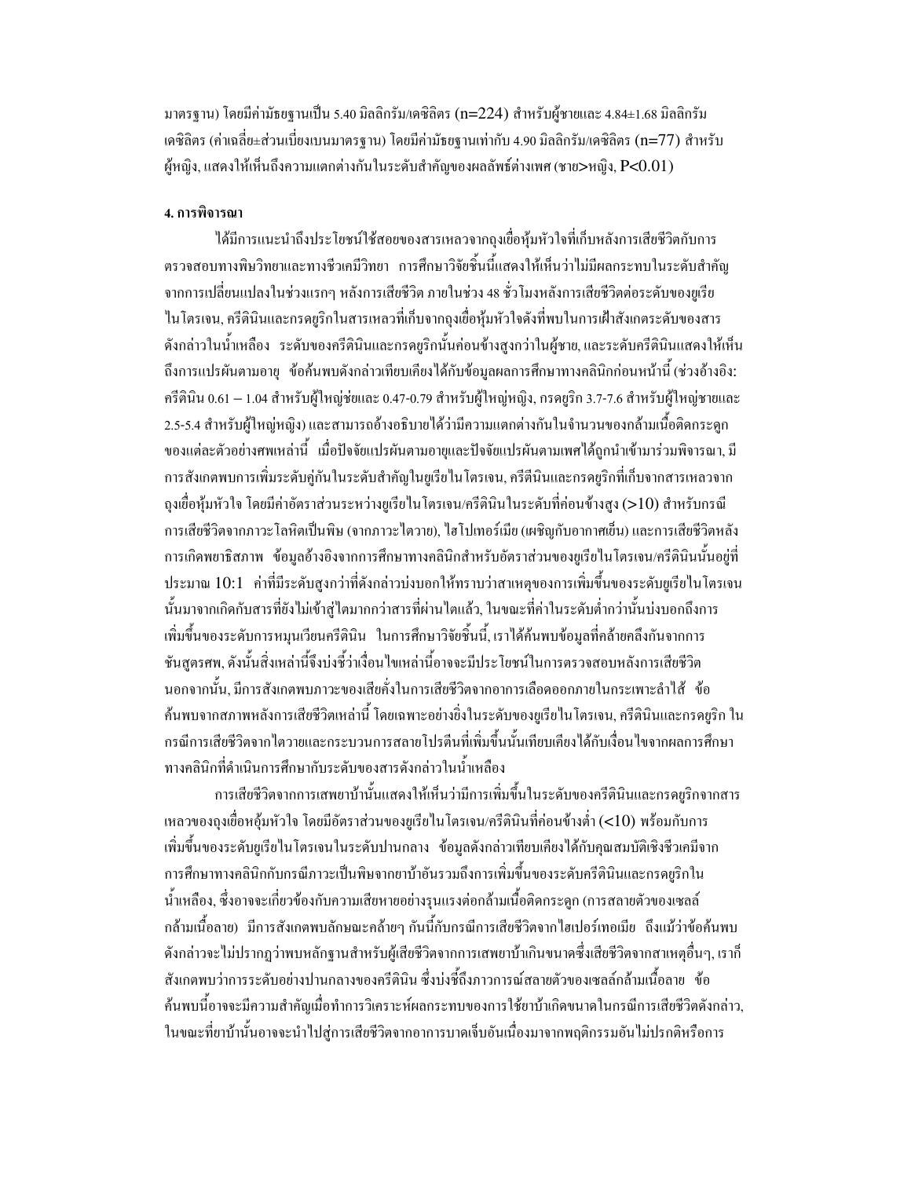มาตรฐาน) โดยมีค่ามัธยฐานเป็น 5.40 มิลลิกรัม/เดซิลิตร (n=224) สำหรับผู้ชายและ 4.84±1.68 มิลลิกรัมเดซิลิตร (ค่าเฉลี่ย±ส่วนเบี่ยงเบนมาตรฐาน) โดยมีค่ามัธยฐานเท่ากับ 4.90 มิลลิกรัม/เดซิลิตร (n=77) สำหรับผู้หญิง, แสดงให้เห็นถึงความแตกต่างกันในระดับสำคัญของผลลัพธ์ต่างเพศ (ชาย>หญิง, $P<0.01$)

**4. การพิจารณา**

ได้มีการแนะนำถึงประโยชน์ใช้สอยของสารเหลวจากถุงเยื่อหุ้มหัวใจที่เก็บหลังการเสียชีวิตกับการตรวจสอบทางพิษวิทยาและทางชีวเคมีวิทยา การศึกษาวิจัยชิ้นนี้แสดงให้เห็นว่าไม่มีผลกระทบในระดับสำคัญจากการเปลี่ยนแปลงในช่วงแรกๆ หลังการเสียชีวิต ภายในช่วง 48 ชั่วโมงหลังการเสียชีวิตต่อระดับของยูเรียไนโตรเจน, ครีตินินและกรดยูริกในสารเหลวที่เก็บจากถุงเยื่อหุ้มหัวใจดังที่พบในการเฝ้าสังเกตระดับของสารดังกล่าวในน้ำเหลือง ระดับของครีตินินและกรดยูริกนั้นค่อนข้างสูงกว่าในผู้ชาย, และระดับครีตินินแสดงให้เห็นถึงการแปรผันตามอายุ ข้อค้นพบดังกล่าวเทียบเคียงได้กับข้อมูลผลการศึกษาทางคลินิกก่อนหน้านี้ (ช่วงอ้างอิง: ครีตินิน 0.61 – 1.04 สำหรับผู้ใหญ่ชายและ 0.47-0.79 สำหรับผู้ใหญ่หญิง, กรดยูริก 3.7-7.6 สำหรับผู้ใหญ่ชายและ 2.5-5.4 สำหรับผู้ใหญ่หญิง) และสามารถอ้างอธิบายได้ว่ามีความแตกต่างกันในจำนวนของกล้ามเนื้อติดกระดูกของแต่ละตัวอย่างศพเหล่านี้ เมื่อปัจจัยแปรผันตามอายุและปัจจัยแปรผันตามเพศได้ถูกนำเข้ามาร่วมพิจารณา, มีการสังเกตพบการเพิ่มระดับคู่กันในระดับสำคัญในยูเรียไนโตรเจน, ครีตินินและกรดยูริกที่เก็บจากสารเหลวจากถุงเยื่อหุ้มหัวใจ โดยมีค่าอัตราส่วนระหว่างยูเรียไนโตรเจน/ครีตินินในระดับที่ค่อนข้างสูง (>10) สำหรับกรณีการเสียชีวิตจากภาวะโลหิตเป็นพิษ (จากภาวะไตวาย), ไฮโปเทอร์เมีย (เผชิญกับอากาศเย็น) และการเสียชีวิตหลังการเกิดพยาธิสภาพ ข้อมูลอ้างอิงจากการศึกษาทางคลินิกสำหรับอัตราส่วนของยูเรียไนโตรเจน/ครีตินินนั้นอยู่ที่ประมาณ 10:1 ค่าที่มีระดับสูงกว่าที่ดังกล่าวบ่งบอกให้ทราบว่าสาเหตุของการเพิ่มขึ้นของระดับยูเรียไนโตรเจนนั้นมาจากเกิดกับสารที่ยังไม่เข้าสู่ไตมากกว่าสารที่ผ่านไตแล้ว, ในขณะที่ค่าในระดับต่ำกว่านั้นบ่งบอกถึงการเพิ่มขึ้นของระดับการหมุนเวียนครีตินิน ในการศึกษาวิจัยชิ้นนี้, เราได้ค้นพบข้อมูลที่คล้ายคลึงกันจากการชันสูตรศพ, ดังนั้นสิ่งเหล่านี้จึงบ่งชี้ว่าเงื่อนไขเหล่านี้อาจจะมีประโยชน์ในการตรวจสอบหลังการเสียชีวิต นอกจากนั้น, มีการสังเกตพบภาวะของเสียคั่งในการเสียชีวิตจากอาการเลือดออกภายในกระเพาะลำไส้ ข้อค้นพบจากสภาพหลังการเสียชีวิตเหล่านี้ โดยเฉพาะอย่างยิ่งในระดับของยูเรียไนโตรเจน, ครีตินินและกรดยูริก ในกรณีการเสียชีวิตจากไตวายและกระบวนการสลายโปรตีนที่เพิ่มขึ้นนั้นเทียบเคียงได้กับเงื่อนไขจากผลการศึกษาทางคลินิกที่ดำเนินการศึกษากับระดับของสารดังกล่าวในน้ำเหลือง

การเสียชีวิตจากการเสพยาบ้านั้นแสดงให้เห็นว่ามีการเพิ่มขึ้นในระดับของครีตินินและกรดยูริกจากสารเหลวของถุงเยื่อหุ้มหัวใจ โดยมีอัตราส่วนของยูเรียไนโตรเจน/ครีตินินที่ค่อนข้างต่ำ (<10) พร้อมกับการเพิ่มขึ้นของระดับยูเรียไนโตรเจนในระดับปานกลาง ข้อมูลดังกล่าวเทียบเคียงได้กับคุณสมบัติเชิงชีวเคมีจากการศึกษาทางคลินิกกับกรณีภาวะเป็นพิษจากยาบ้าอันรวมถึงการเพิ่มขึ้นของระดับครีตินินและกรดยูริกในน้ำเหลือง, ซึ่งอาจจะเกี่ยวข้องกับความเสียหายอย่างรุนแรงต่อกล้ามเนื้อติดกระดูก (การสลายตัวของเซลล์กล้ามเนื้อลาย) มีการสังเกตพบลักษณะคล้ายๆ กันนี้กับกรณีการเสียชีวิตจากไฮเปอร์เทอเมีย ถึงแม้ว่าข้อค้นพบดังกล่าวจะไม่ปรากฏว่าพบหลักฐานสำหรับผู้เสียชีวิตจากการเสพยาบ้าเกินขนาดซึ่งเสียชีวิตจากสาเหตุอื่นๆ, เราก็สังเกตพบว่าการระดับอย่างปานกลางของครีตินิน ซึ่งบ่งชี้ถึงภาวการณ์สลายตัวของเซลล์กล้ามเนื้อลาย ข้อค้นพบนี้อาจจะมีความสำคัญเมื่อทำการวิเคราะห์ผลกระทบของการใช้ยาบ้าเกิดขนาดในกรณีการเสียชีวิตดังกล่าว, ในขณะที่ยาบ้านั้นอาจจะนำไปสู่การเสียชีวิตจากอาการบาดเจ็บอันเนื่องมาจากพฤติกรรมอันไม่ปรกติหรือการ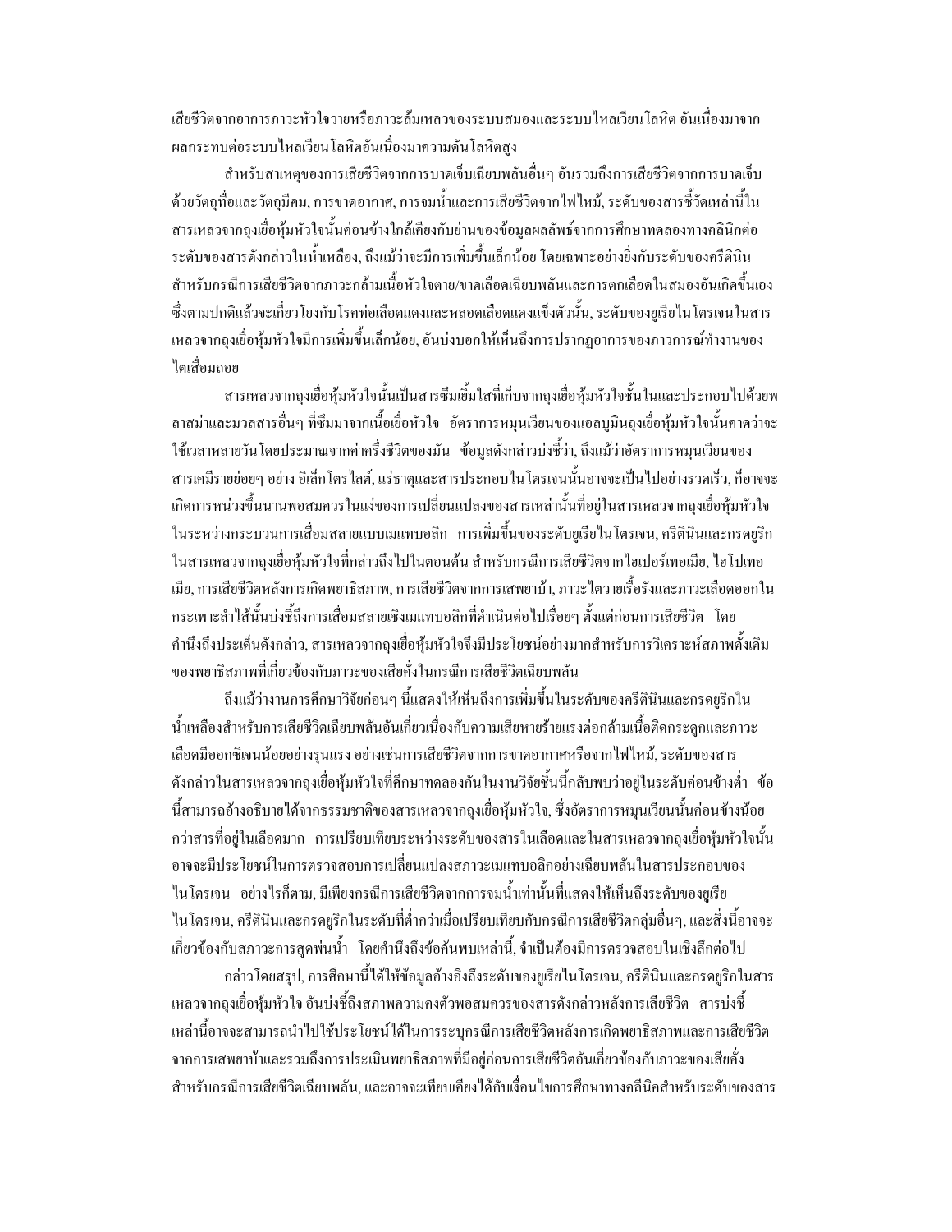เสียชีวิตจากอาการภาวะหัวใจวายหรือภาวะล้มเหลวของระบบสมองและระบบไหลเวียนโลหิต อันเนื่องมาจากผลกระทบต่อระบบไหลเวียนโลหิตอันเนื่องมาความดันโลหิตสูง

สำหรับสาเหตุของการเสียชีวิตจากการบาดเจ็บเฉียบพลันอื่นๆ อันรวมถึงการเสียชีวิตจากการบาดเจ็บด้วยวัตถุทื่อและวัตถุมีคม, การขาดอากาศ, การจมน้ำและการเสียชีวิตจากไฟไหม้, ระดับของสารชี้วัดเหล่านี้ในสารเหลวจากถุงเยื่อหุ้มหัวใจนั้นค่อนข้างใกล้เคียงกับย่านของข้อมูลผลลัพธ์จากการศึกษาทดลองทางคลินิกต่อระดับของสารดังกล่าวในน้ำเหลือง, ถึงแม้ว่าจะมีการเพิ่มขึ้นเล็กน้อย โดยเฉพาะอย่างยิ่งกับระดับของครีตินินสำหรับกรณีการเสียชีวิตจากภาวะกล้ามเนื้อหัวใจตาย/ขาดเลือดเฉียบพลันและการตกเลือดในสมองอันเกิดขึ้นเองซึ่งตามปกติแล้วจะเกี่ยวโยงกับโรคท่อเลือดแดงและหลอดเลือดแดงแข็งตัวนั้น, ระดับของยูเรียไนโตรเจนในสารเหลวจากถุงเยื่อหุ้มหัวใจมีการเพิ่มขึ้นเล็กน้อย, อันบ่งบอกให้เห็นถึงการปรากฏอาการของภาวการณ์ทำงานของไตเสื่อมถอย

สารเหลวจากถุงเยื่อหุ้มหัวใจนั้นเป็นสารซึมเยิ้มใสที่เก็บจากถุงเยื่อหุ้มหัวใจชั้นในและประกอบไปด้วยพลาสม่าและมวลสารอื่นๆ ที่ซึมมาจากเนื้อเยื่อหัวใจ อัตราการหมุนเวียนของแอลบูมินถุงเยื่อหุ้มหัวใจนั้นคาดว่าจะใช้เวลาหลายวันโดยประมาณจากค่าครึ่งชีวิตของมัน ข้อมูลดังกล่าวบ่งชี้ว่า, ถึงแม้ว่าอัตราการหมุนเวียนของสารเคมีรายย่อยๆ อย่าง อิเล็กโตรไลต์, แร่ธาตุและสารประกอบไนโตรเจนนั้นอาจจะเป็นไปอย่างรวดเร็ว, ก็อาจจะเกิดการหน่วงขึ้นนานพอสมควรในแง่ของการเปลี่ยนแปลงของสารเหล่านั้นที่อยู่ในสารเหลวจากถุงเยื่อหุ้มหัวใจในระหว่างกระบวนการเสื่อมสลายแบบเมแทบอลิก การเพิ่มขึ้นของระดับยูเรียไนโตรเจน, ครีตินินและกรดยูริกในสารเหลวจากถุงเยื่อหุ้มหัวใจที่กล่าวถึงไปในตอนต้น สำหรับกรณีการเสียชีวิตจากไฮเปอร์เทอเมีย, ไฮโปเทอเมีย, การเสียชีวิตหลังการเกิดพยาธิสภาพ, การเสียชีวิตจากการเสพยาบ้า, ภาวะไตวายเรื้อรังและภาวะเลือดออกในกระเพาะลำไส้นั้นบ่งชี้ถึงการเสื่อมสลายเชิงเมแทบอลิกที่ดำเนินต่อไปเรื่อยๆ ตั้งแต่ก่อนการเสียชีวิต โดยคำนึงถึงประเด็นดังกล่าว, สารเหลวจากถุงเยื่อหุ้มหัวใจจึงมีประโยชน์อย่างมากสำหรับการวิเคราะห์สภาพดั้งเดิมของพยาธิสภาพที่เกี่ยวข้องกับภาวะของเสียคั่งในกรณีการเสียชีวิตเฉียบพลัน

ถึงแม้ว่างานการศึกษาวิจัยก่อนๆ นี้แสดงให้เห็นถึงการเพิ่มขึ้นในระดับของครีตินินและกรดยูริกในน้ำเหลืองสำหรับการเสียชีวิตเฉียบพลันอันเกี่ยวเนื่องกับความเสียหายร้ายแรงต่อกล้ามเนื้อติดกระดูกและภาวะเลือดมีออกซิเจนน้อยอย่างรุนแรง อย่างเช่นการเสียชีวิตจากการขาดอากาศหรือจากไฟไหม้, ระดับของสารดังกล่าวในสารเหลวจากถุงเยื่อหุ้มหัวใจที่ศึกษาทดลองกันในงานวิจัยชิ้นนี้กลับพบว่าอยู่ในระดับค่อนข้างต่ำ ข้อนี้สามารถอ้างอธิบายได้จากธรรมชาติของสารเหลวจากถุงเยื่อหุ้มหัวใจ, ซึ่งอัตราการหมุนเวียนนั้นค่อนข้างน้อยกว่าสารที่อยู่ในเลือดมาก การเปรียบเทียบระหว่างระดับของสารในเลือดและในสารเหลวจากถุงเยื่อหุ้มหัวใจนั้นอาจจะมีประโยชน์ในการตรวจสอบการเปลี่ยนแปลงสภาวะเมแทบอลิกอย่างเฉียบพลันในสารประกอบของไนโตรเจน อย่างไรก็ตาม, มีเพียงกรณีการเสียชีวิตจากการจมน้ำเท่านั้นที่แสดงให้เห็นถึงระดับของยูเรียไนโตรเจน, ครีตินินและกรดยูริกในระดับที่ต่ำกว่าเมื่อเปรียบเทียบกับกรณีการเสียชีวิตกลุ่มอื่นๆ, และสิ่งนี้อาจจะเกี่ยวข้องกับสภาวะการสูดพ่นน้ำ โดยคำนึงถึงข้อค้นพบเหล่านี้, จำเป็นต้องมีการตรวจสอบในเชิงลึกต่อไป

กล่าวโดยสรุป, การศึกษานี้ได้ให้ข้อมูลอ้างอิงถึงระดับของยูเรียไนโตรเจน, ครีตินินและกรดยูริกในสารเหลวจากถุงเยื่อหุ้มหัวใจ อันบ่งชี้ถึงสภาพความคงตัวพอสมควรของสารดังกล่าวหลังการเสียชีวิต สารบ่งชี้เหล่านี้อาจจะสามารถนำไปใช้ประโยชน์ได้ในการระบุกรณีการเสียชีวิตหลังการเกิดพยาธิสภาพและการเสียชีวิตจากการเสพยาบ้าและรวมถึงการประเมินพยาธิสภาพที่มีอยู่ก่อนการเสียชีวิตอันเกี่ยวข้องกับภาวะของเสียคั่งสำหรับกรณีการเสียชีวิตเฉียบพลัน, และอาจจะเทียบเคียงได้กับเงื่อนไขการศึกษาทางคลินิกสำหรับระดับของสาร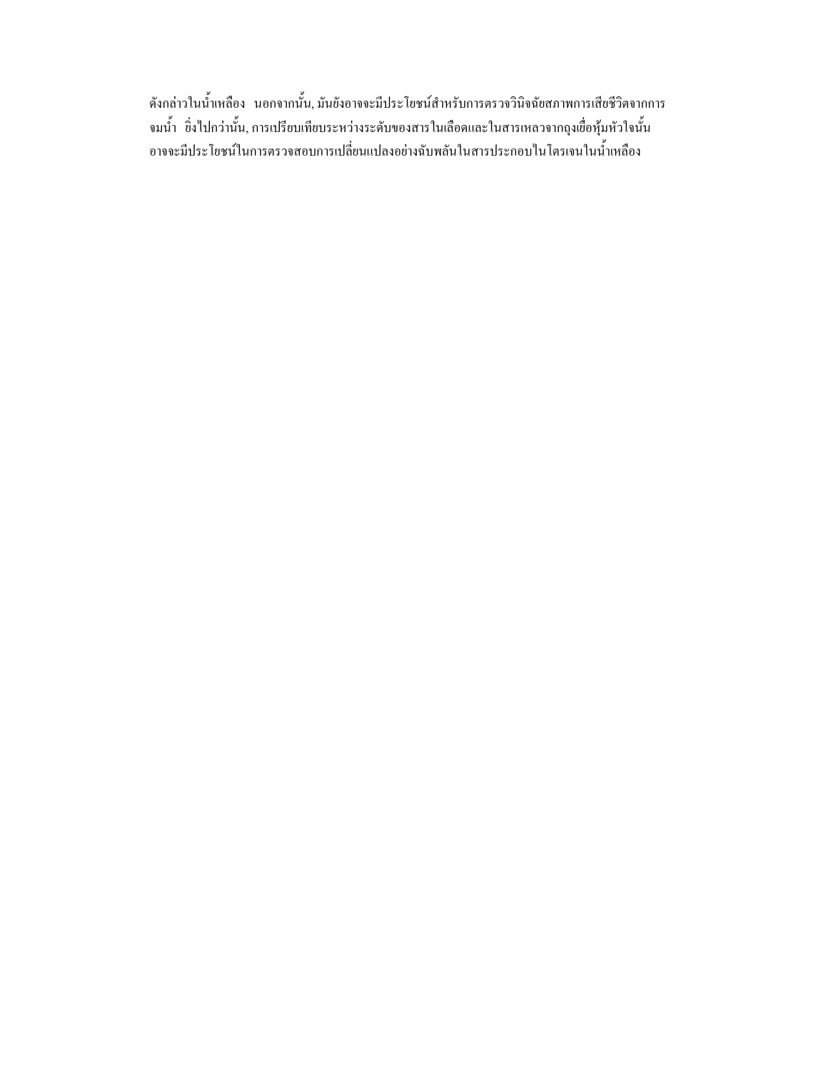ดังกล่าวในน้ำเหลือง นอกจากนั้น, มันยังอาจจะมีประโยชน์สำหรับการตรวจวินิจฉัยสภาพการเสียชีวิตจากการจมน้ำ ยิ่งไปกว่านั้น, การเปรียบเทียบระหว่างระดับของสารในเลือดและในสารเหลวจากถุงเยื่อหุ้มหัวใจนั้นอาจจะมีประโยชน์ในการตรวจสอบการเปลี่ยนแปลงอย่างฉับพลันในสารประกอบไนโตรเจนในน้ำเหลือง